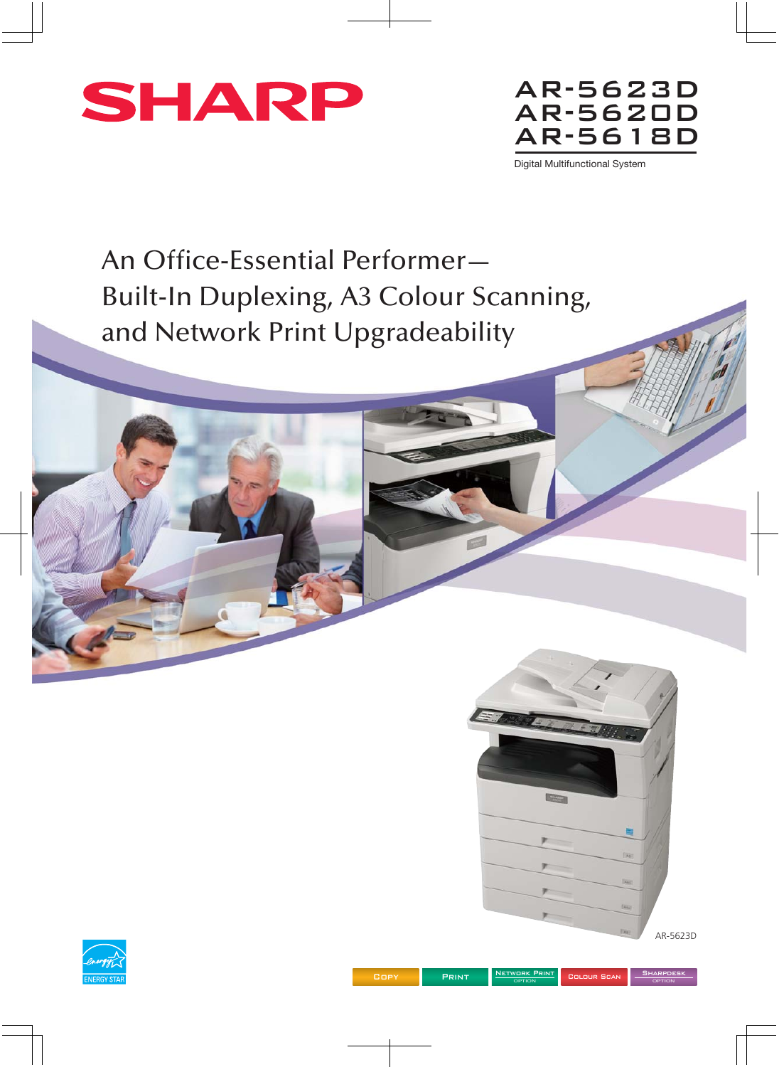# SHARP

## AR-5623D
## AR-5620D
## AR-5618D

Digital Multifunctional System

# An Office-Essential Performer— Built-In Duplexing, A3 Colour Scanning, and Network Print Upgradeability

AR-5623D

ENERGY STAR

Copy | Print | Network Print (Option) | Colour Scan | Sharpdesk (Option)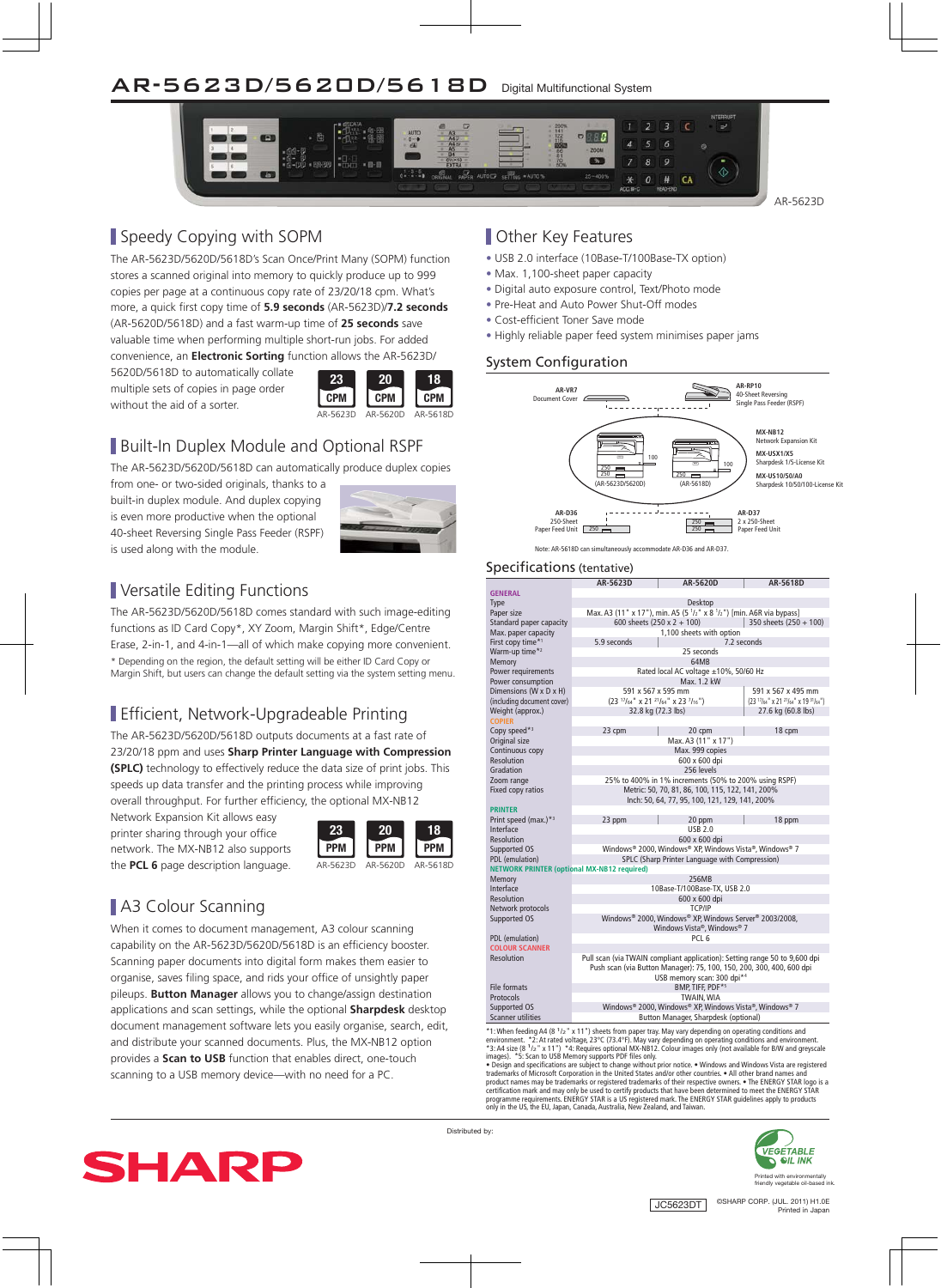# AR-5623D/5620D/5618D Digital Multifunctional System

AR-5623D

## Speedy Copying with SOPM

The AR-5623D/5620D/5618D's Scan Once/Print Many (SOPM) function stores a scanned original into memory to quickly produce up to 999 copies per page at a continuous copy rate of 23/20/18 cpm. What's more, a quick first copy time of **5.9 seconds** (AR-5623D)/**7.2 seconds** (AR-5620D/5618D) and a fast warm-up time of **25 seconds** save valuable time when performing multiple short-run jobs. For added convenience, an **Electronic Sorting** function allows the AR-5623D/5620D/5618D to automatically collate multiple sets of copies in page order without the aid of a sorter.

23 CPM AR-5623D | 20 CPM AR-5620D | 18 CPM AR-5618D

## Built-In Duplex Module and Optional RSPF

The AR-5623D/5620D/5618D can automatically produce duplex copies from one- or two-sided originals, thanks to a built-in duplex module. And duplex copying is even more productive when the optional 40-sheet Reversing Single Pass Feeder (RSPF) is used along with the module.

## Versatile Editing Functions

The AR-5623D/5620D/5618D comes standard with such image-editing functions as ID Card Copy*, XY Zoom, Margin Shift*, Edge/Centre Erase, 2-in-1, and 4-in-1—all of which make copying more convenient.

* Depending on the region, the default setting will be either ID Card Copy or Margin Shift, but users can change the default setting via the system setting menu.

## Efficient, Network-Upgradeable Printing

The AR-5623D/5620D/5618D outputs documents at a fast rate of 23/20/18 ppm and uses **Sharp Printer Language with Compression (SPLC)** technology to effectively reduce the data size of print jobs. This speeds up data transfer and the printing process while improving overall throughput. For further efficiency, the optional MX-NB12 Network Expansion Kit allows easy printer sharing through your office network. The MX-NB12 also supports the **PCL 6** page description language.

23 PPM AR-5623D | 20 PPM AR-5620D | 18 PPM AR-5618D

## A3 Colour Scanning

When it comes to document management, A3 colour scanning capability on the AR-5623D/5620D/5618D is an efficiency booster. Scanning paper documents into digital form makes them easier to organise, saves filing space, and rids your office of unsightly paper pileups. **Button Manager** allows you to change/assign destination applications and scan settings, while the optional **Sharpdesk** desktop document management software lets you easily organise, search, edit, and distribute your scanned documents. Plus, the MX-NB12 option provides a **Scan to USB** function that enables direct, one-touch scanning to a USB memory device—with no need for a PC.

## Other Key Features

- USB 2.0 interface (10Base-T/100Base-TX option)
- Max. 1,100-sheet paper capacity
- Digital auto exposure control, Text/Photo mode
- Pre-Heat and Auto Power Shut-Off modes
- Cost-efficient Toner Save mode
- Highly reliable paper feed system minimises paper jams

## System Configuration

AR-VR7 Document Cover

AR-RP10 40-Sheet Reversing Single Pass Feeder (RSPF)

MX-NB12 Network Expansion Kit

MX-USX1/X5 Sharpdesk 1/5-License Kit

MX-US10/50/A0 Sharpdesk 10/50/100-License Kit

(AR-5623D/5620D) (AR-5618D)

AR-D36 250-Sheet Paper Feed Unit

AR-D37 2 x 250-Sheet Paper Feed Unit

Note: AR-5618D can simultaneously accommodate AR-D36 and AR-D37.

## Specifications (tentative)

| | AR-5623D | AR-5620D | AR-5618D |
|---|---|---|---|
| **GENERAL** | | | |
| Type | Desktop | | |
| Paper size | Max. A3 (11" x 17"), min. A5 (5 1/2" x 8 1/2") [min. A6R via bypass] | | |
| Standard paper capacity | 600 sheets (250 x 2 + 100) | | 350 sheets (250 + 100) |
| Max. paper capacity | 1,100 sheets with option | | |
| First copy time*1 | 5.9 seconds | 7.2 seconds | |
| Warm-up time*2 | 25 seconds | | |
| Memory | 64MB | | |
| Power requirements | Rated local AC voltage ±10%, 50/60 Hz | | |
| Power consumption | Max. 1.2 kW | | |
| Dimensions (W x D x H) (including document cover) | 591 x 567 x 595 mm (23 17/64" x 21 21/64" x 23 7/16") | | 591 x 567 x 495 mm (23 17/64" x 21 21/64" x 19 31/64") |
| Weight (approx.) | 32.8 kg (72.3 lbs) | | 27.6 kg (60.8 lbs) |
| **COPIER** | | | |
| Copy speed*3 | 23 cpm | 20 cpm | 18 cpm |
| Original size | Max. A3 (11" x 17") | | |
| Continuous copy | Max. 999 copies | | |
| Resolution | 600 x 600 dpi | | |
| Gradation | 256 levels | | |
| Zoom range | 25% to 400% in 1% increments (50% to 200% using RSPF) | | |
| Fixed copy ratios | Metric: 50, 70, 81, 86, 100, 115, 122, 141, 200%<br>Inch: 50, 64, 77, 95, 100, 121, 129, 141, 200% | | |
| **PRINTER** | | | |
| Print speed (max.)*3 | 23 ppm | 20 ppm | 18 ppm |
| Interface | USB 2.0 | | |
| Resolution | 600 x 600 dpi | | |
| Supported OS | Windows® 2000, Windows® XP, Windows Vista®, Windows® 7 | | |
| PDL (emulation) | SPLC (Sharp Printer Language with Compression) | | |
| **NETWORK PRINTER (optional MX-NB12 required)** | | | |
| Memory | 256MB | | |
| Interface | 10Base-T/100Base-TX, USB 2.0 | | |
| Resolution | 600 x 600 dpi | | |
| Network protocols | TCP/IP | | |
| Supported OS | Windows® 2000, Windows® XP, Windows Server® 2003/2008, Windows Vista®, Windows® 7 | | |
| PDL (emulation) | PCL 6 | | |
| **COLOUR SCANNER** | | | |
| Resolution | Pull scan (via TWAIN compliant application): Setting range 50 to 9,600 dpi<br>Push scan (via Button Manager): 75, 100, 150, 200, 300, 400, 600 dpi<br>USB memory scan: 300 dpi*4 | | |
| File formats | BMP, TIFF, PDF*5 | | |
| Protocols | TWAIN, WIA | | |
| Supported OS | Windows® 2000, Windows® XP, Windows Vista®, Windows® 7 | | |
| Scanner utilities | Button Manager, Sharpdesk (optional) | | |

*1: When feeding A4 (8 1/2" x 11") sheets from paper tray. May vary depending on operating conditions and environment. *2: At rated voltage, 23°C (73.4°F). May vary depending on operating conditions and environment. *3: A4 size (8 1/2" x 11") *4: Requires optional MX-NB12. Colour images only (not available for B/W and greyscale images). *5: Scan to USB Memory supports PDF files only.

• Design and specifications are subject to change without prior notice. • Windows and Windows Vista are registered trademarks of Microsoft Corporation in the United States and/or other countries. • All other brand names and product names may be trademarks or registered trademarks of their respective owners. • The ENERGY STAR logo is a certification mark and may only be used to certify products that have been determined to meet the ENERGY STAR programme requirements. ENERGY STAR is a US registered mark. The ENERGY STAR guidelines apply to products only in the US, the EU, Japan, Canada, Australia, New Zealand, and Taiwan.

Distributed by:

SHARP

VEGETABLE OIL INK

Printed with environmentally friendly vegetable oil-based ink.

JC5623DT ©SHARP CORP. (JUL. 2011) H1.0E Printed in Japan